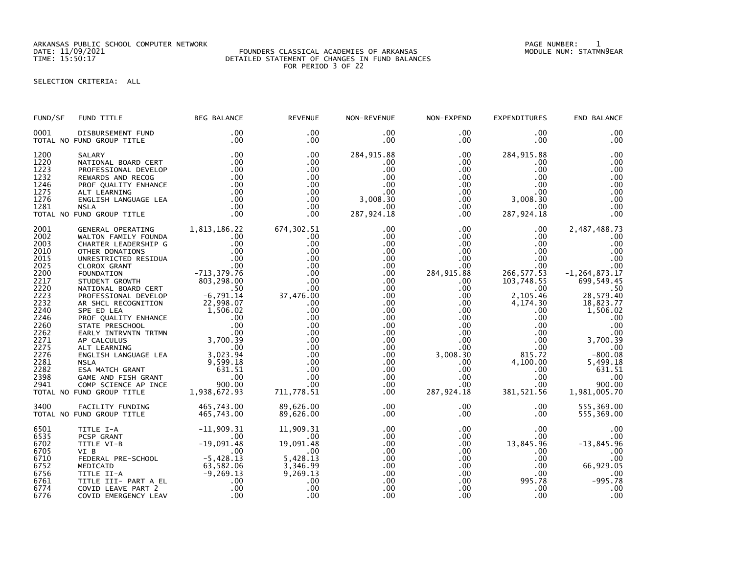ARKANSAS PUBLIC SCHOOL COMPUTER NETWORK
DATE: 11/09/2021
TIME: 15:50:17

# FOUNDERS CLASSICAL ACADEMIES OF ARKANSAS
## DETAILED STATEMENT OF CHANGES IN FUND BALANCES
FOR PERIOD 3 OF 22

PAGE NUMBER: 1
MODULE NUM: STATMN9EAR

SELECTION CRITERIA: ALL

| FUND/SF | FUND TITLE | BEG BALANCE | REVENUE | NON-REVENUE | NON-EXPEND | EXPENDITURES | END BALANCE |
|---|---|---|---|---|---|---|---|
| 0001 | DISBURSEMENT FUND | .00 | .00 | .00 | .00 | .00 | .00 |
| TOTAL NO FUND GROUP TITLE | | .00 | .00 | .00 | .00 | .00 | .00 |
| 1200 | SALARY | .00 | .00 | 284,915.88 | .00 | 284,915.88 | .00 |
| 1220 | NATIONAL BOARD CERT | .00 | .00 | .00 | .00 | .00 | .00 |
| 1223 | PROFESSIONAL DEVELOP | .00 | .00 | .00 | .00 | .00 | .00 |
| 1232 | REWARDS AND RECOG | .00 | .00 | .00 | .00 | .00 | .00 |
| 1246 | PROF QUALITY ENHANCE | .00 | .00 | .00 | .00 | .00 | .00 |
| 1275 | ALT LEARNING | .00 | .00 | .00 | .00 | .00 | .00 |
| 1276 | ENGLISH LANGUAGE LEA | .00 | .00 | 3,008.30 | .00 | 3,008.30 | .00 |
| 1281 | NSLA | .00 | .00 | .00 | .00 | .00 | .00 |
| TOTAL NO FUND GROUP TITLE | | .00 | .00 | 287,924.18 | .00 | 287,924.18 | .00 |
| 2001 | GENERAL OPERATING | 1,813,186.22 | 674,302.51 | .00 | .00 | .00 | 2,487,488.73 |
| 2002 | WALTON FAMILY FOUNDA | .00 | .00 | .00 | .00 | .00 | .00 |
| 2003 | CHARTER LEADERSHIP G | .00 | .00 | .00 | .00 | .00 | .00 |
| 2010 | OTHER DONATIONS | .00 | .00 | .00 | .00 | .00 | .00 |
| 2015 | UNRESTRICTED RESIDUA | .00 | .00 | .00 | .00 | .00 | .00 |
| 2025 | CLOROX GRANT | .00 | .00 | .00 | .00 | .00 | .00 |
| 2200 | FOUNDATION | -713,379.76 | .00 | .00 | 284,915.88 | 266,577.53 | -1,264,873.17 |
| 2217 | STUDENT GROWTH | 803,298.00 | .00 | .00 | .00 | 103,748.55 | 699,549.45 |
| 2220 | NATIONAL BOARD CERT | .50 | .00 | .00 | .00 | .00 | .50 |
| 2223 | PROFESSIONAL DEVELOP | -6,791.14 | 37,476.00 | .00 | .00 | 2,105.46 | 28,579.40 |
| 2232 | AR SHCL RECOGNITION | 22,998.07 | .00 | .00 | .00 | 4,174.30 | 18,823.77 |
| 2240 | SPE ED LEA | 1,506.02 | .00 | .00 | .00 | .00 | 1,506.02 |
| 2246 | PROF QUALITY ENHANCE | .00 | .00 | .00 | .00 | .00 | .00 |
| 2260 | STATE PRESCHOOL | .00 | .00 | .00 | .00 | .00 | .00 |
| 2262 | EARLY INTRVNTN TRTMN | .00 | .00 | .00 | .00 | .00 | .00 |
| 2271 | AP CALCULUS | 3,700.39 | .00 | .00 | .00 | .00 | 3,700.39 |
| 2275 | ALT LEARNING | .00 | .00 | .00 | .00 | .00 | .00 |
| 2276 | ENGLISH LANGUAGE LEA | 3,023.94 | .00 | .00 | 3,008.30 | 815.72 | -800.08 |
| 2281 | NSLA | 9,599.18 | .00 | .00 | .00 | 4,100.00 | 5,499.18 |
| 2282 | ESA MATCH GRANT | 631.51 | .00 | .00 | .00 | .00 | 631.51 |
| 2398 | GAME AND FISH GRANT | .00 | .00 | .00 | .00 | .00 | .00 |
| 2941 | COMP SCIENCE AP INCE | 900.00 | .00 | .00 | .00 | .00 | 900.00 |
| TOTAL NO FUND GROUP TITLE | | 1,938,672.93 | 711,778.51 | .00 | 287,924.18 | 381,521.56 | 1,981,005.70 |
| 3400 | FACILITY FUNDING | 465,743.00 | 89,626.00 | .00 | .00 | .00 | 555,369.00 |
| TOTAL NO FUND GROUP TITLE | | 465,743.00 | 89,626.00 | .00 | .00 | .00 | 555,369.00 |
| 6501 | TITLE I-A | -11,909.31 | 11,909.31 | .00 | .00 | .00 | .00 |
| 6535 | PCSP GRANT | .00 | .00 | .00 | .00 | .00 | .00 |
| 6702 | TITLE VI-B | -19,091.48 | 19,091.48 | .00 | .00 | 13,845.96 | -13,845.96 |
| 6705 | VI B | .00 | .00 | .00 | .00 | .00 | .00 |
| 6710 | FEDERAL PRE-SCHOOL | -5,428.13 | 5,428.13 | .00 | .00 | .00 | .00 |
| 6752 | MEDICAID | 63,582.06 | 3,346.99 | .00 | .00 | .00 | 66,929.05 |
| 6756 | TITLE II-A | -9,269.13 | 9,269.13 | .00 | .00 | .00 | .00 |
| 6761 | TITLE III- PART A EL | .00 | .00 | .00 | .00 | 995.78 | -995.78 |
| 6774 | COVID LEAVE PART 2 | .00 | .00 | .00 | .00 | .00 | .00 |
| 6776 | COVID EMERGENCY LEAV | .00 | .00 | .00 | .00 | .00 | .00 |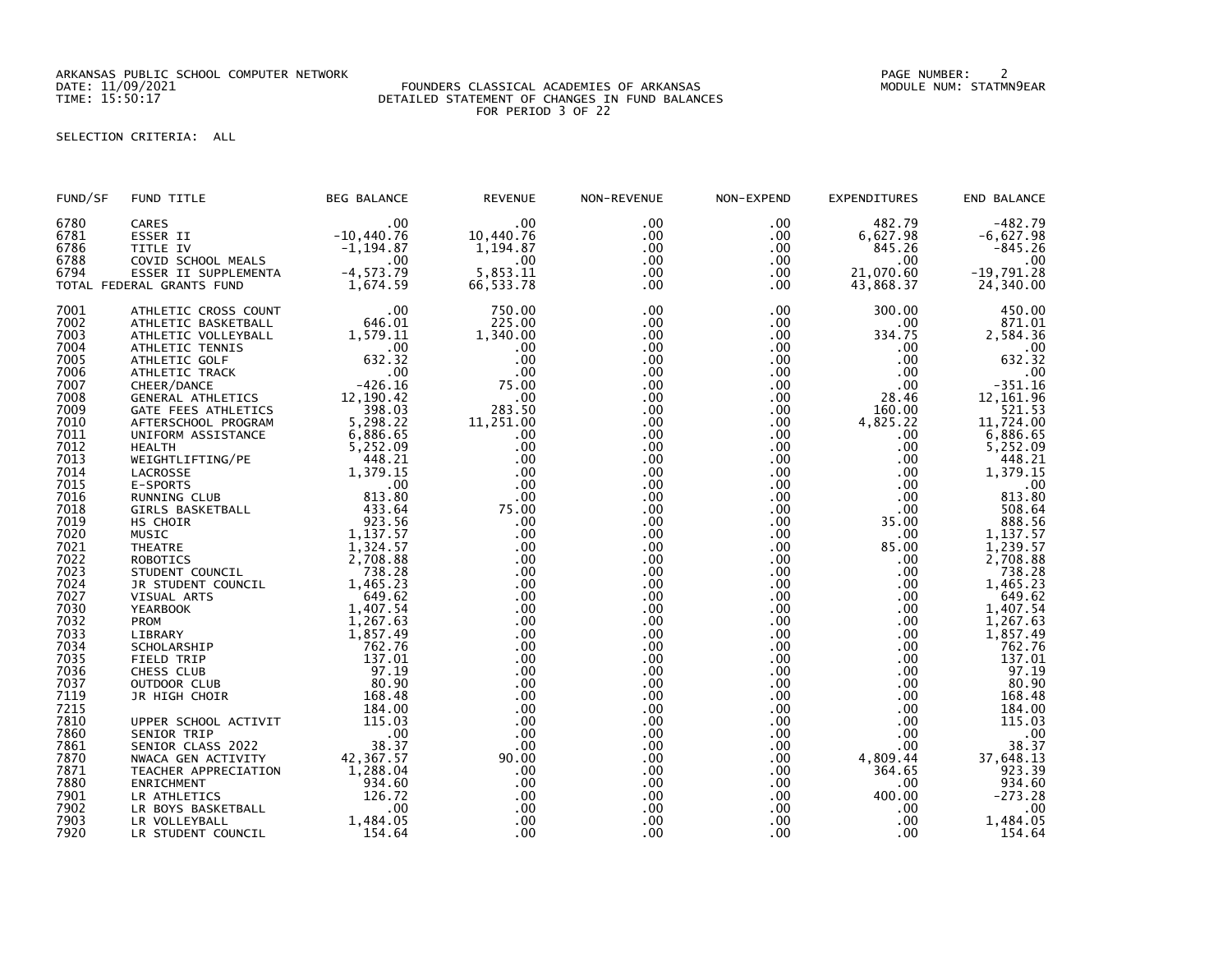ARKANSAS PUBLIC SCHOOL COMPUTER NETWORK
DATE: 11/09/2021
TIME: 15:50:17

FOUNDERS CLASSICAL ACADEMIES OF ARKANSAS
DETAILED STATEMENT OF CHANGES IN FUND BALANCES
FOR PERIOD 3 OF 22

PAGE NUMBER: 2
MODULE NUM: STATMN9EAR

SELECTION CRITERIA: ALL

| FUND/SF | FUND TITLE | BEG BALANCE | REVENUE | NON-REVENUE | NON-EXPEND | EXPENDITURES | END BALANCE |
|---|---|---|---|---|---|---|---|
| 6780 | CARES | .00 | .00 | .00 | .00 | 482.79 | -482.79 |
| 6781 | ESSER II | -10,440.76 | 10,440.76 | .00 | .00 | 6,627.98 | -6,627.98 |
| 6786 | TITLE IV | -1,194.87 | 1,194.87 | .00 | .00 | 845.26 | -845.26 |
| 6788 | COVID SCHOOL MEALS | .00 | .00 | .00 | .00 | .00 | .00 |
| 6794 | ESSER II SUPPLEMENTA | -4,573.79 | 5,853.11 | .00 | .00 | 21,070.60 | -19,791.28 |
| TOTAL FEDERAL GRANTS FUND | | 1,674.59 | 66,533.78 | .00 | .00 | 43,868.37 | 24,340.00 |
| 7001 | ATHLETIC CROSS COUNT | .00 | 750.00 | .00 | .00 | 300.00 | 450.00 |
| 7002 | ATHLETIC BASKETBALL | 646.01 | 225.00 | .00 | .00 | .00 | 871.01 |
| 7003 | ATHLETIC VOLLEYBALL | 1,579.11 | 1,340.00 | .00 | .00 | 334.75 | 2,584.36 |
| 7004 | ATHLETIC TENNIS | .00 | .00 | .00 | .00 | .00 | .00 |
| 7005 | ATHLETIC GOLF | 632.32 | .00 | .00 | .00 | .00 | 632.32 |
| 7006 | ATHLETIC TRACK | .00 | .00 | .00 | .00 | .00 | .00 |
| 7007 | CHEER/DANCE | -426.16 | 75.00 | .00 | .00 | .00 | -351.16 |
| 7008 | GENERAL ATHLETICS | 12,190.42 | .00 | .00 | .00 | 28.46 | 12,161.96 |
| 7009 | GATE FEES ATHLETICS | 398.03 | 283.50 | .00 | .00 | 160.00 | 521.53 |
| 7010 | AFTERSCHOOL PROGRAM | 5,298.22 | 11,251.00 | .00 | .00 | 4,825.22 | 11,724.00 |
| 7011 | UNIFORM ASSISTANCE | 6,886.65 | .00 | .00 | .00 | .00 | 6,886.65 |
| 7012 | HEALTH | 5,252.09 | .00 | .00 | .00 | .00 | 5,252.09 |
| 7013 | WEIGHTLIFTING/PE | 448.21 | .00 | .00 | .00 | .00 | 448.21 |
| 7014 | LACROSSE | 1,379.15 | .00 | .00 | .00 | .00 | 1,379.15 |
| 7015 | E-SPORTS | .00 | .00 | .00 | .00 | .00 | .00 |
| 7016 | RUNNING CLUB | 813.80 | .00 | .00 | .00 | .00 | 813.80 |
| 7018 | GIRLS BASKETBALL | 433.64 | 75.00 | .00 | .00 | .00 | 508.64 |
| 7019 | HS CHOIR | 923.56 | .00 | .00 | .00 | 35.00 | 888.56 |
| 7020 | MUSIC | 1,137.57 | .00 | .00 | .00 | .00 | 1,137.57 |
| 7021 | THEATRE | 1,324.57 | .00 | .00 | .00 | 85.00 | 1,239.57 |
| 7022 | ROBOTICS | 2,708.88 | .00 | .00 | .00 | .00 | 2,708.88 |
| 7023 | STUDENT COUNCIL | 738.28 | .00 | .00 | .00 | .00 | 738.28 |
| 7024 | JR STUDENT COUNCIL | 1,465.23 | .00 | .00 | .00 | .00 | 1,465.23 |
| 7027 | VISUAL ARTS | 649.62 | .00 | .00 | .00 | .00 | 649.62 |
| 7030 | YEARBOOK | 1,407.54 | .00 | .00 | .00 | .00 | 1,407.54 |
| 7032 | PROM | 1,267.63 | .00 | .00 | .00 | .00 | 1,267.63 |
| 7033 | LIBRARY | 1,857.49 | .00 | .00 | .00 | .00 | 1,857.49 |
| 7034 | SCHOLARSHIP | 762.76 | .00 | .00 | .00 | .00 | 762.76 |
| 7035 | FIELD TRIP | 137.01 | .00 | .00 | .00 | .00 | 137.01 |
| 7036 | CHESS CLUB | 97.19 | .00 | .00 | .00 | .00 | 97.19 |
| 7037 | OUTDOOR CLUB | 80.90 | .00 | .00 | .00 | .00 | 80.90 |
| 7119 | JR HIGH CHOIR | 168.48 | .00 | .00 | .00 | .00 | 168.48 |
| 7215 | | 184.00 | .00 | .00 | .00 | .00 | 184.00 |
| 7810 | UPPER SCHOOL ACTIVIT | 115.03 | .00 | .00 | .00 | .00 | 115.03 |
| 7860 | SENIOR TRIP | .00 | .00 | .00 | .00 | .00 | .00 |
| 7861 | SENIOR CLASS 2022 | 38.37 | .00 | .00 | .00 | .00 | 38.37 |
| 7870 | NWACA GEN ACTIVITY | 42,367.57 | 90.00 | .00 | .00 | 4,809.44 | 37,648.13 |
| 7871 | TEACHER APPRECIATION | 1,288.04 | .00 | .00 | .00 | 364.65 | 923.39 |
| 7880 | ENRICHMENT | 934.60 | .00 | .00 | .00 | .00 | 934.60 |
| 7901 | LR ATHLETICS | 126.72 | .00 | .00 | .00 | 400.00 | -273.28 |
| 7902 | LR BOYS BASKETBALL | .00 | .00 | .00 | .00 | .00 | .00 |
| 7903 | LR VOLLEYBALL | 1,484.05 | .00 | .00 | .00 | .00 | 1,484.05 |
| 7920 | LR STUDENT COUNCIL | 154.64 | .00 | .00 | .00 | .00 | 154.64 |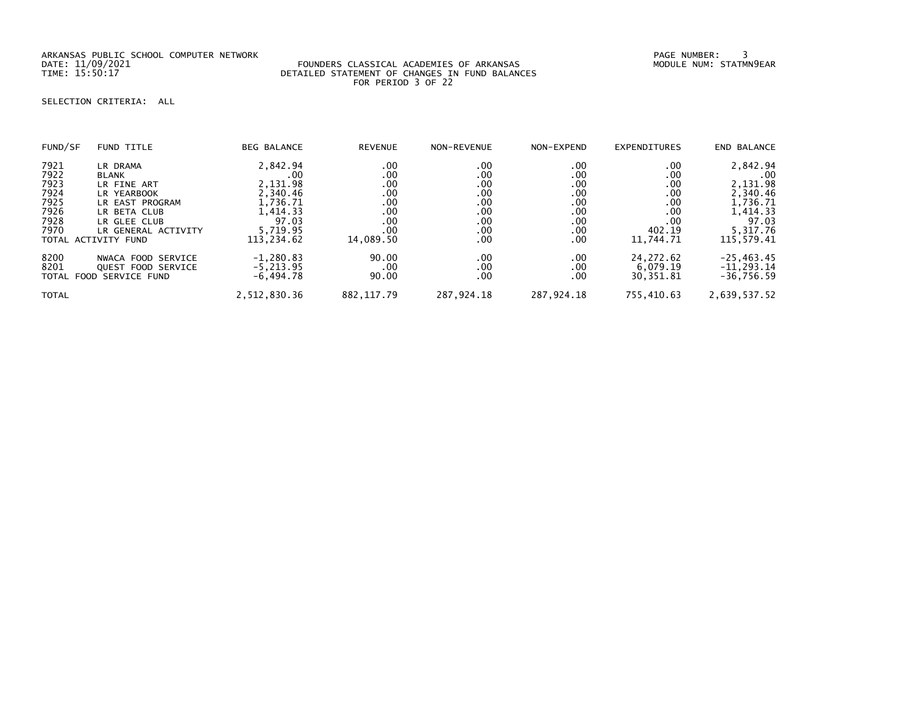ARKANSAS PUBLIC SCHOOL COMPUTER NETWORK
DATE: 11/09/2021
TIME: 15:50:17

FOUNDERS CLASSICAL ACADEMIES OF ARKANSAS
DETAILED STATEMENT OF CHANGES IN FUND BALANCES
FOR PERIOD 3 OF 22

MODULE NUM: STATMN9EAR

SELECTION CRITERIA: ALL

| FUND/SF | FUND TITLE | BEG BALANCE | REVENUE | NON-REVENUE | NON-EXPEND | EXPENDITURES | END BALANCE |
|---|---|---|---|---|---|---|---|
| 7921 | LR DRAMA | 2,842.94 | .00 | .00 | .00 | .00 | 2,842.94 |
| 7922 | BLANK | .00 | .00 | .00 | .00 | .00 | .00 |
| 7923 | LR FINE ART | 2,131.98 | .00 | .00 | .00 | .00 | 2,131.98 |
| 7924 | LR YEARBOOK | 2,340.46 | .00 | .00 | .00 | .00 | 2,340.46 |
| 7925 | LR EAST PROGRAM | 1,736.71 | .00 | .00 | .00 | .00 | 1,736.71 |
| 7926 | LR BETA CLUB | 1,414.33 | .00 | .00 | .00 | .00 | 1,414.33 |
| 7928 | LR GLEE CLUB | 97.03 | .00 | .00 | .00 | .00 | 97.03 |
| 7970 | LR GENERAL ACTIVITY | 5,719.95 | .00 | .00 | .00 | 402.19 | 5,317.76 |
| TOTAL ACTIVITY FUND | | 113,234.62 | 14,089.50 | .00 | .00 | 11,744.71 | 115,579.41 |
| 8200 | NWACA FOOD SERVICE | -1,280.83 | 90.00 | .00 | .00 | 24,272.62 | -25,463.45 |
| 8201 | QUEST FOOD SERVICE | -5,213.95 | .00 | .00 | .00 | 6,079.19 | -11,293.14 |
| TOTAL FOOD SERVICE FUND | | -6,494.78 | 90.00 | .00 | .00 | 30,351.81 | -36,756.59 |
| TOTAL | | 2,512,830.36 | 882,117.79 | 287,924.18 | 287,924.18 | 755,410.63 | 2,639,537.52 |